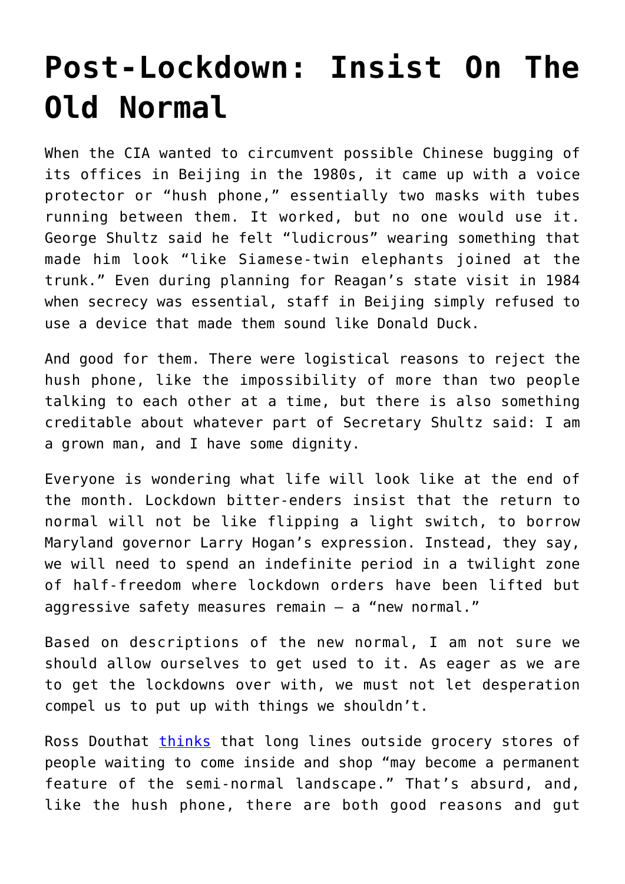# Post-Lockdown: Insist On The Old Normal

When the CIA wanted to circumvent possible Chinese bugging of its offices in Beijing in the 1980s, it came up with a voice protector or "hush phone," essentially two masks with tubes running between them. It worked, but no one would use it. George Shultz said he felt "ludicrous" wearing something that made him look "like Siamese-twin elephants joined at the trunk." Even during planning for Reagan's state visit in 1984 when secrecy was essential, staff in Beijing simply refused to use a device that made them sound like Donald Duck.

And good for them. There were logistical reasons to reject the hush phone, like the impossibility of more than two people talking to each other at a time, but there is also something creditable about whatever part of Secretary Shultz said: I am a grown man, and I have some dignity.

Everyone is wondering what life will look like at the end of the month. Lockdown bitter-enders insist that the return to normal will not be like flipping a light switch, to borrow Maryland governor Larry Hogan's expression. Instead, they say, we will need to spend an indefinite period in a twilight zone of half-freedom where lockdown orders have been lifted but aggressive safety measures remain – a "new normal."

Based on descriptions of the new normal, I am not sure we should allow ourselves to get used to it. As eager as we are to get the lockdowns over with, we must not let desperation compel us to put up with things we shouldn't.

Ross Douthat thinks that long lines outside grocery stores of people waiting to come inside and shop "may become a permanent feature of the semi-normal landscape." That's absurd, and, like the hush phone, there are both good reasons and gut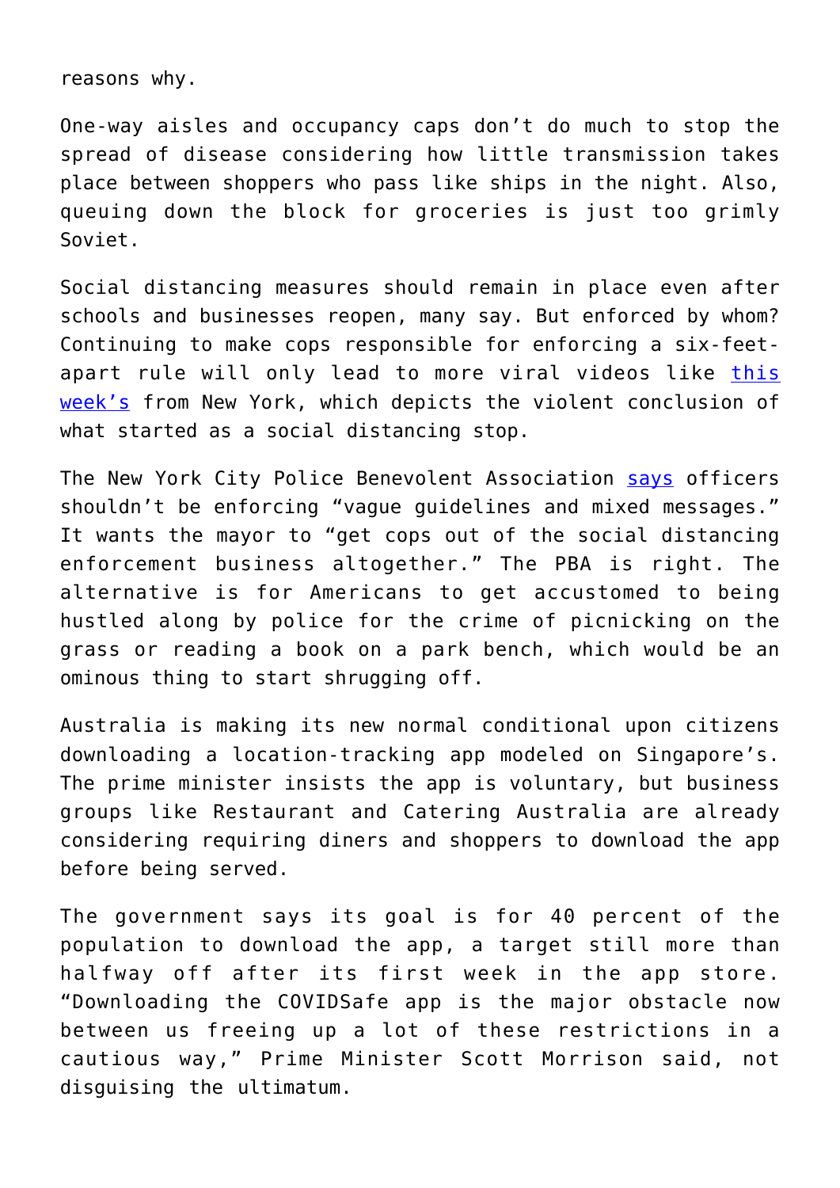reasons why.

One-way aisles and occupancy caps don't do much to stop the spread of disease considering how little transmission takes place between shoppers who pass like ships in the night. Also, queuing down the block for groceries is just too grimly Soviet.

Social distancing measures should remain in place even after schools and businesses reopen, many say. But enforced by whom? Continuing to make cops responsible for enforcing a six-feet-apart rule will only lead to more viral videos like this week's from New York, which depicts the violent conclusion of what started as a social distancing stop.

The New York City Police Benevolent Association says officers shouldn't be enforcing "vague guidelines and mixed messages." It wants the mayor to "get cops out of the social distancing enforcement business altogether." The PBA is right. The alternative is for Americans to get accustomed to being hustled along by police for the crime of picnicking on the grass or reading a book on a park bench, which would be an ominous thing to start shrugging off.

Australia is making its new normal conditional upon citizens downloading a location-tracking app modeled on Singapore's. The prime minister insists the app is voluntary, but business groups like Restaurant and Catering Australia are already considering requiring diners and shoppers to download the app before being served.

The government says its goal is for 40 percent of the population to download the app, a target still more than halfway off after its first week in the app store. "Downloading the COVIDSafe app is the major obstacle now between us freeing up a lot of these restrictions in a cautious way," Prime Minister Scott Morrison said, not disguising the ultimatum.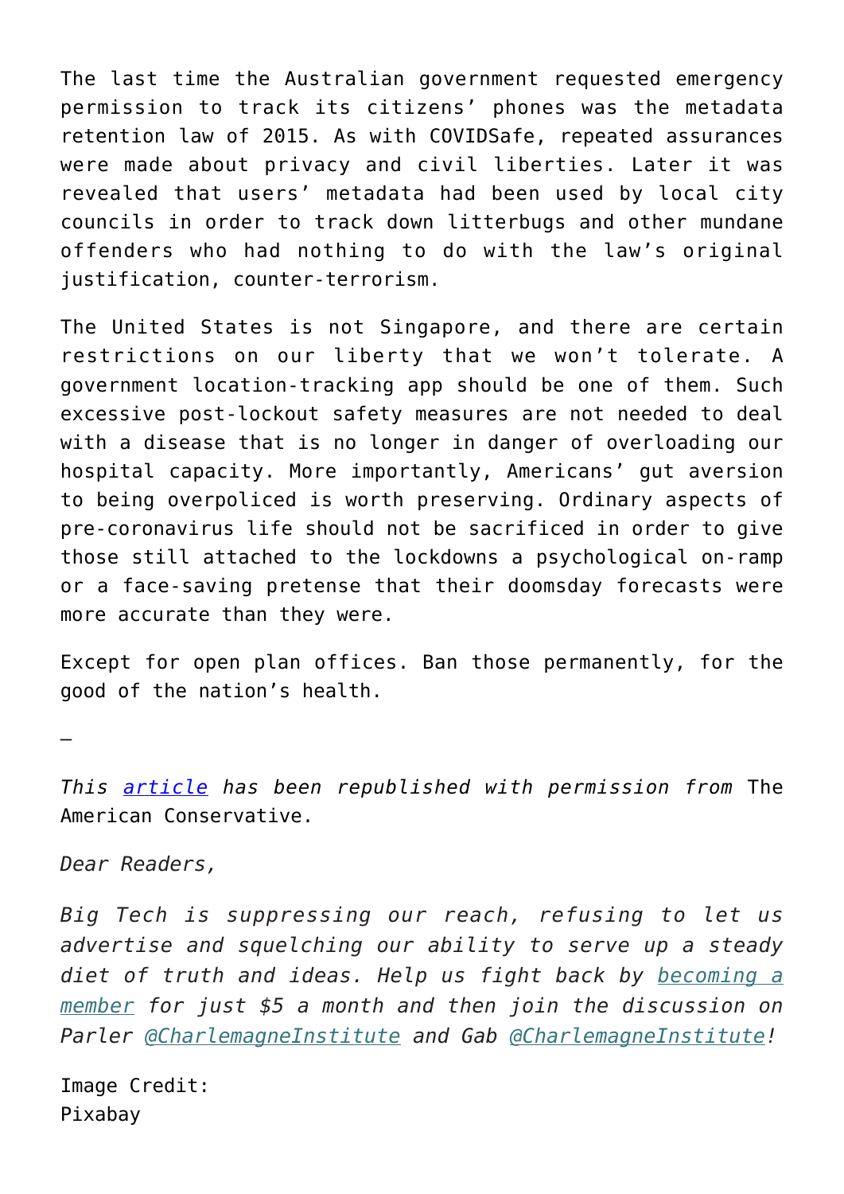The last time the Australian government requested emergency permission to track its citizens' phones was the metadata retention law of 2015. As with COVIDSafe, repeated assurances were made about privacy and civil liberties. Later it was revealed that users' metadata had been used by local city councils in order to track down litterbugs and other mundane offenders who had nothing to do with the law's original justification, counter-terrorism.

The United States is not Singapore, and there are certain restrictions on our liberty that we won't tolerate. A government location-tracking app should be one of them. Such excessive post-lockout safety measures are not needed to deal with a disease that is no longer in danger of overloading our hospital capacity. More importantly, Americans' gut aversion to being overpoliced is worth preserving. Ordinary aspects of pre-coronavirus life should not be sacrificed in order to give those still attached to the lockdowns a psychological on-ramp or a face-saving pretense that their doomsday forecasts were more accurate than they were.

Except for open plan offices. Ban those permanently, for the good of the nation's health.

—

*This article has been republished with permission from* The American Conservative.

*Dear Readers,*

*Big Tech is suppressing our reach, refusing to let us advertise and squelching our ability to serve up a steady diet of truth and ideas. Help us fight back by becoming a member for just $5 a month and then join the discussion on Parler @CharlemagneInstitute and Gab @CharlemagneInstitute!*

Image Credit:
Pixabay